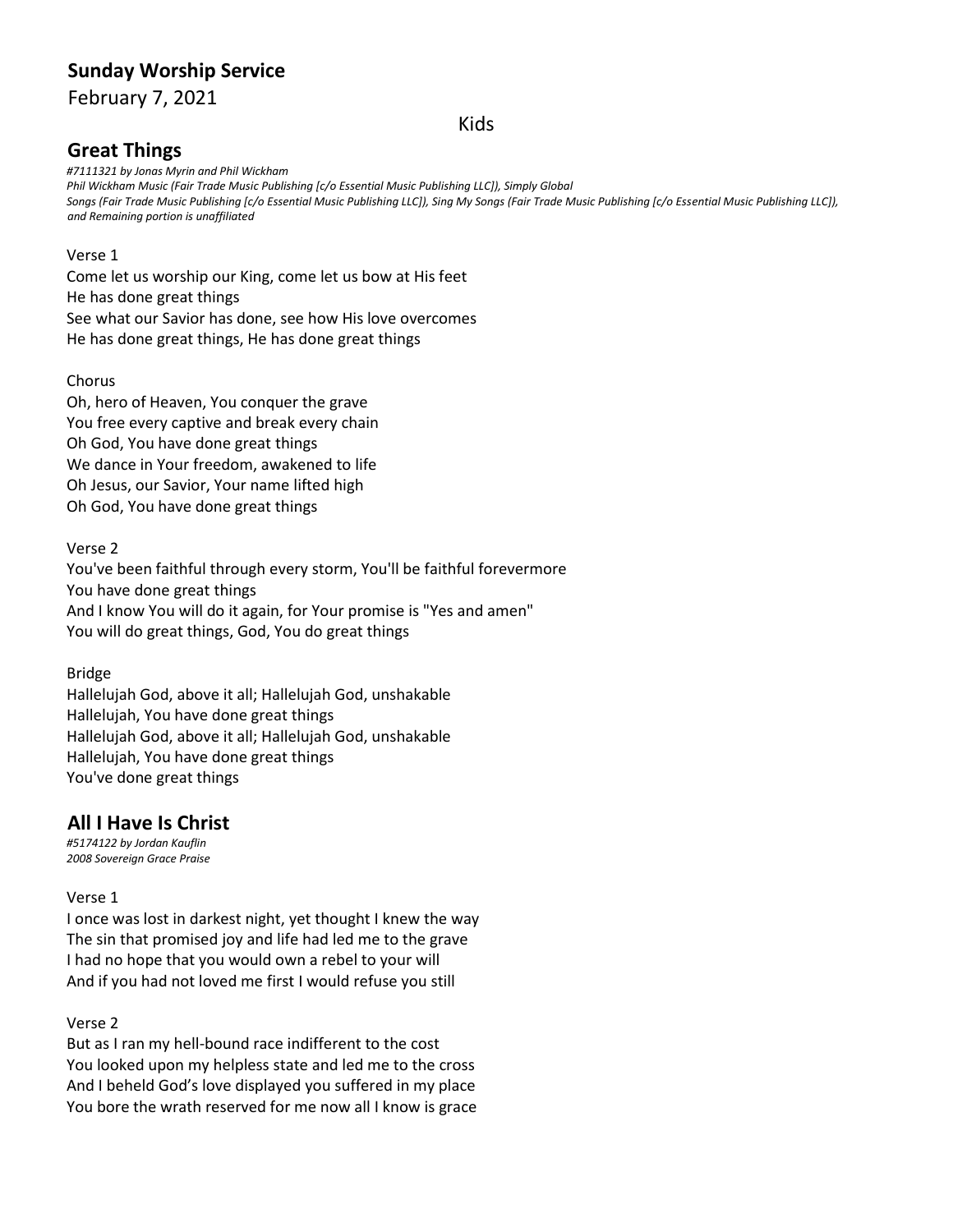## Sunday Worship Service

February 7, 2021

Kids

### Great Things

*#7111321 by Jonas Myrin and Phil Wickham*
*Phil Wickham Music (Fair Trade Music Publishing [c/o Essential Music Publishing LLC]), Simply Global Songs (Fair Trade Music Publishing [c/o Essential Music Publishing LLC]), Sing My Songs (Fair Trade Music Publishing [c/o Essential Music Publishing LLC]), and Remaining portion is unaffiliated*

Verse 1
Come let us worship our King, come let us bow at His feet
He has done great things
See what our Savior has done, see how His love overcomes
He has done great things, He has done great things

Chorus
Oh, hero of Heaven, You conquer the grave
You free every captive and break every chain
Oh God, You have done great things
We dance in Your freedom, awakened to life
Oh Jesus, our Savior, Your name lifted high
Oh God, You have done great things

Verse 2
You've been faithful through every storm, You'll be faithful forevermore
You have done great things
And I know You will do it again, for Your promise is "Yes and amen"
You will do great things, God, You do great things

Bridge
Hallelujah God, above it all; Hallelujah God, unshakable
Hallelujah, You have done great things
Hallelujah God, above it all; Hallelujah God, unshakable
Hallelujah, You have done great things
You've done great things

### All I Have Is Christ

*#5174122 by Jordan Kauflin*
*2008 Sovereign Grace Praise*

Verse 1
I once was lost in darkest night, yet thought I knew the way
The sin that promised joy and life had led me to the grave
I had no hope that you would own a rebel to your will
And if you had not loved me first I would refuse you still

Verse 2
But as I ran my hell-bound race indifferent to the cost
You looked upon my helpless state and led me to the cross
And I beheld God's love displayed you suffered in my place
You bore the wrath reserved for me now all I know is grace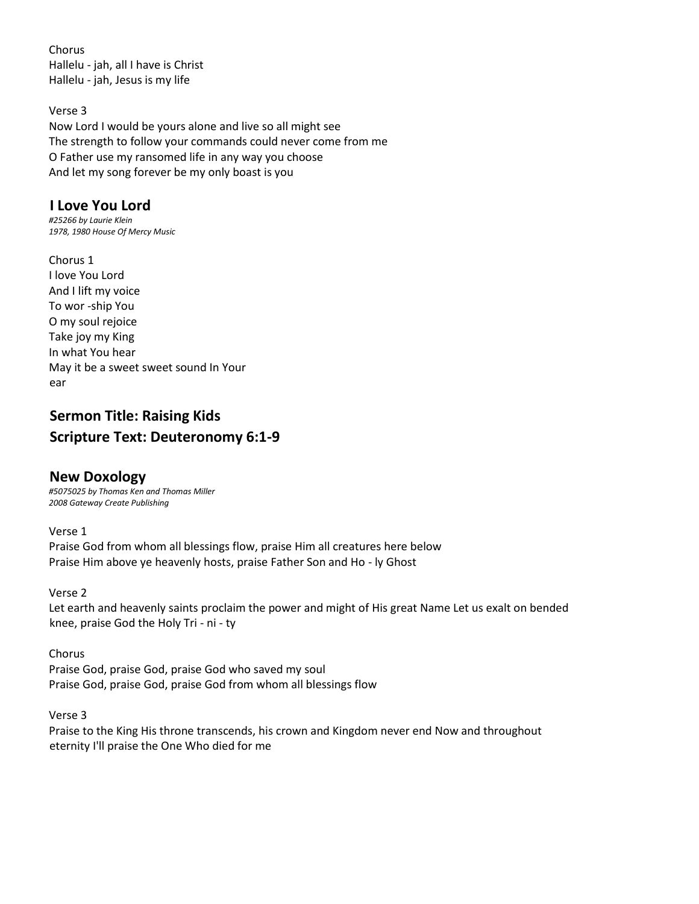Chorus
Hallelu - jah, all I have is Christ
Hallelu - jah, Jesus is my life

Verse 3
Now Lord I would be yours alone and live so all might see
The strength to follow your commands could never come from me
O Father use my ransomed life in any way you choose
And let my song forever be my only boast is you

## I Love You Lord

*#25266 by Laurie Klein*
*1978, 1980 House Of Mercy Music*

Chorus 1
I love You Lord
And I lift my voice
To wor -ship You
O my soul rejoice
Take joy my King
In what You hear
May it be a sweet sweet sound In Your
ear

## Sermon Title: Raising Kids
## Scripture Text: Deuteronomy 6:1-9

## New Doxology

*#5075025 by Thomas Ken and Thomas Miller*
*2008 Gateway Create Publishing*

Verse 1
Praise God from whom all blessings flow, praise Him all creatures here below
Praise Him above ye heavenly hosts, praise Father Son and Ho - ly Ghost

Verse 2
Let earth and heavenly saints proclaim the power and might of His great Name Let us exalt on bended knee, praise God the Holy Tri - ni - ty

Chorus
Praise God, praise God, praise God who saved my soul
Praise God, praise God, praise God from whom all blessings flow

Verse 3
Praise to the King His throne transcends, his crown and Kingdom never end Now and throughout eternity I'll praise the One Who died for me